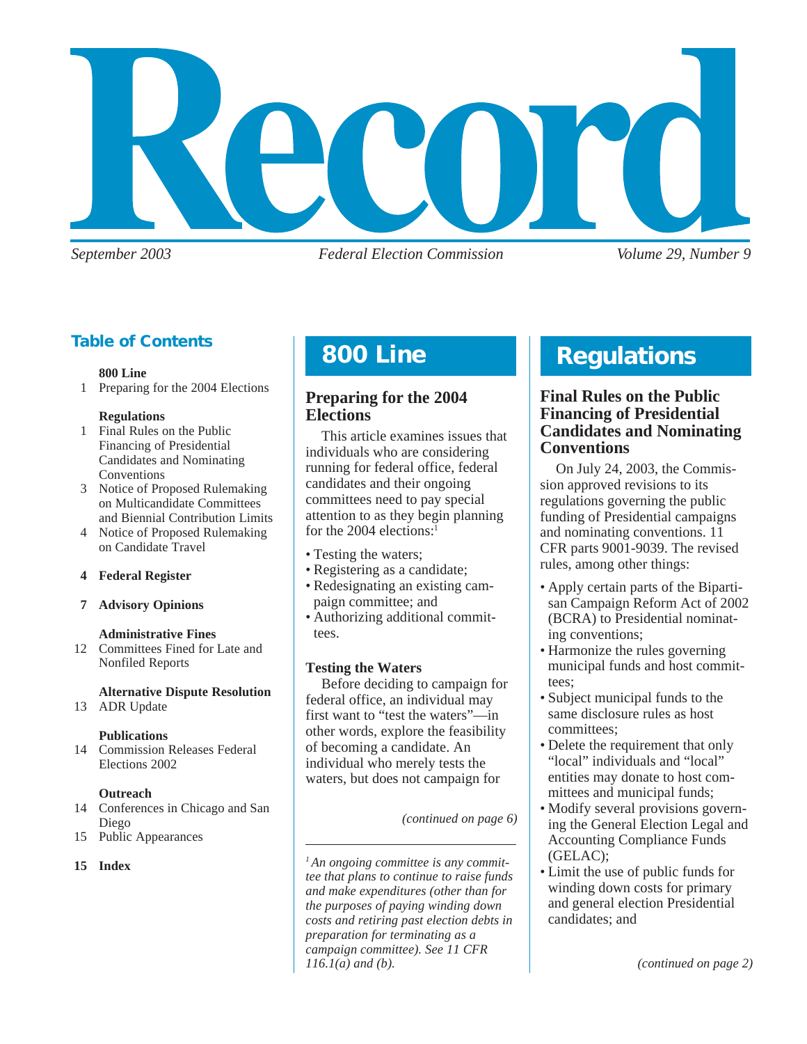# Record

*September 2003* *Federal Election Commission* *Volume 29, Number 9*

## Table of Contents

**800 Line**
1 Preparing for the 2004 Elections

**Regulations**
1 Final Rules on the Public Financing of Presidential Candidates and Nominating Conventions
3 Notice of Proposed Rulemaking on Multicandidate Committees and Biennial Contribution Limits
4 Notice of Proposed Rulemaking on Candidate Travel

**4 Federal Register**

**7 Advisory Opinions**

**Administrative Fines**
12 Committees Fined for Late and Nonfiled Reports

**Alternative Dispute Resolution**
13 ADR Update

**Publications**
14 Commission Releases Federal Elections 2002

**Outreach**
14 Conferences in Chicago and San Diego
15 Public Appearances

**15 Index**

## 800 Line

### Preparing for the 2004 Elections

This article examines issues that individuals who are considering running for federal office, federal candidates and their ongoing committees need to pay special attention to as they begin planning for the 2004 elections:[1]

- Testing the waters;
- Registering as a candidate;
- Redesignating an existing campaign committee; and
- Authorizing additional committees.

#### Testing the Waters

Before deciding to campaign for federal office, an individual may first want to "test the waters"—in other words, explore the feasibility of becoming a candidate. An individual who merely tests the waters, but does not campaign for

*(continued on page 6)*

*[1] An ongoing committee is any committee that plans to continue to raise funds and make expenditures (other than for the purposes of paying winding down costs and retiring past election debts in preparation for terminating as a campaign committee). See 11 CFR 116.1(a) and (b).*

## Regulations

### Final Rules on the Public Financing of Presidential Candidates and Nominating Conventions

On July 24, 2003, the Commission approved revisions to its regulations governing the public funding of Presidential campaigns and nominating conventions. 11 CFR parts 9001-9039. The revised rules, among other things:

- Apply certain parts of the Bipartisan Campaign Reform Act of 2002 (BCRA) to Presidential nominating conventions;
- Harmonize the rules governing municipal funds and host committees;
- Subject municipal funds to the same disclosure rules as host committees;
- Delete the requirement that only "local" individuals and "local" entities may donate to host committees and municipal funds;
- Modify several provisions governing the General Election Legal and Accounting Compliance Funds (GELAC);
- Limit the use of public funds for winding down costs for primary and general election Presidential candidates; and

*(continued on page 2)*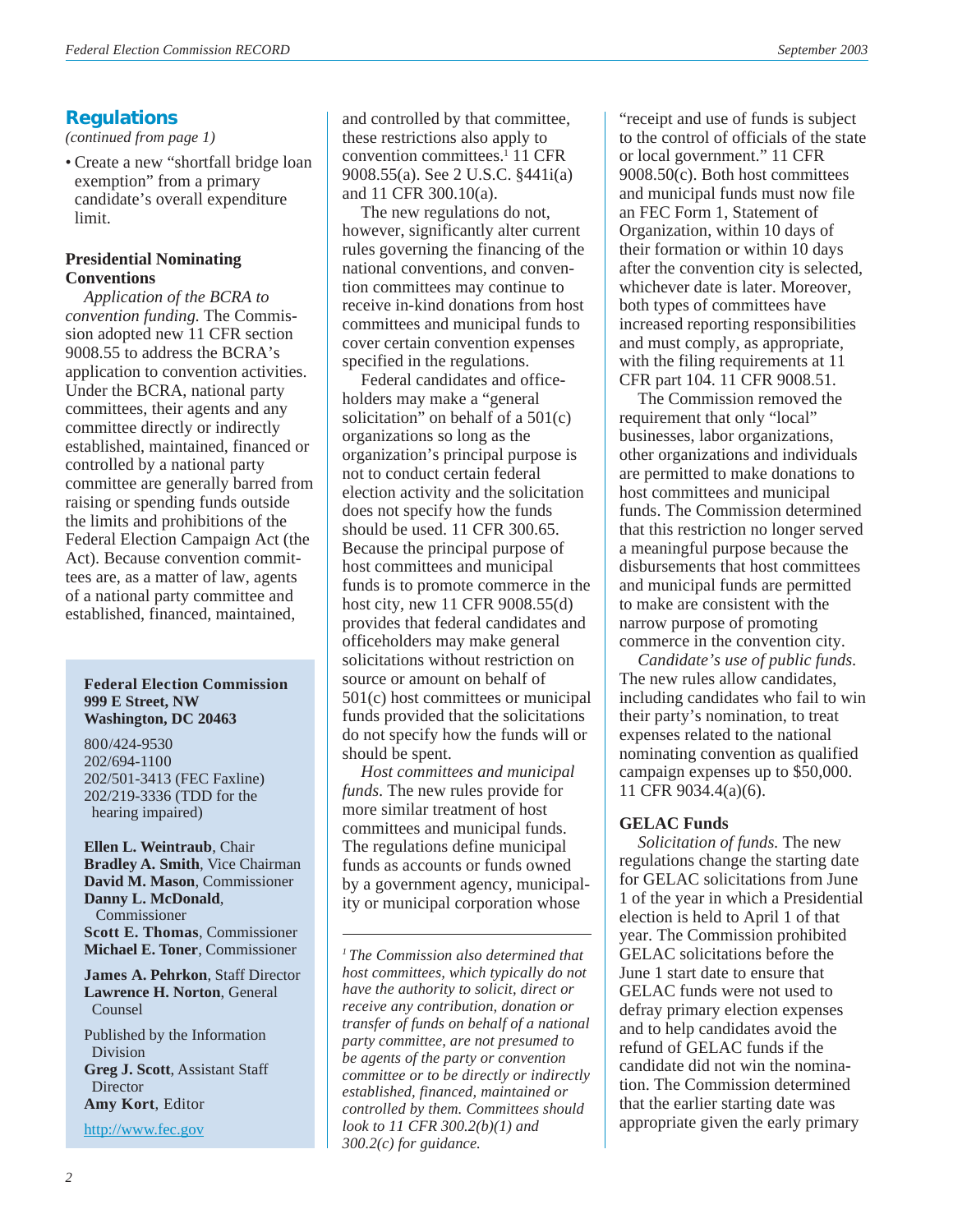## Regulations

*(continued from page 1)*

- Create a new "shortfall bridge loan exemption" from a primary candidate's overall expenditure limit.

### Presidential Nominating Conventions

*Application of the BCRA to convention funding.* The Commission adopted new 11 CFR section 9008.55 to address the BCRA's application to convention activities. Under the BCRA, national party committees, their agents and any committee directly or indirectly established, maintained, financed or controlled by a national party committee are generally barred from raising or spending funds outside the limits and prohibitions of the Federal Election Campaign Act (the Act). Because convention committees are, as a matter of law, agents of a national party committee and established, financed, maintained, and controlled by that committee, these restrictions also apply to convention committees.[1] 11 CFR 9008.55(a). See 2 U.S.C. §441i(a) and 11 CFR 300.10(a).

The new regulations do not, however, significantly alter current rules governing the financing of the national conventions, and convention committees may continue to receive in-kind donations from host committees and municipal funds to cover certain convention expenses specified in the regulations.

Federal candidates and officeholders may make a "general solicitation" on behalf of a 501(c) organizations so long as the organization's principal purpose is not to conduct certain federal election activity and the solicitation does not specify how the funds should be used. 11 CFR 300.65. Because the principal purpose of host committees and municipal funds is to promote commerce in the host city, new 11 CFR 9008.55(d) provides that federal candidates and officeholders may make general solicitations without restriction on source or amount on behalf of 501(c) host committees or municipal funds provided that the solicitations do not specify how the funds will or should be spent.

*Host committees and municipal funds.* The new rules provide for more similar treatment of host committees and municipal funds. The regulations define municipal funds as accounts or funds owned by a government agency, municipality or municipal corporation whose "receipt and use of funds is subject to the control of officials of the state or local government." 11 CFR 9008.50(c). Both host committees and municipal funds must now file an FEC Form 1, Statement of Organization, within 10 days of their formation or within 10 days after the convention city is selected, whichever date is later. Moreover, both types of committees have increased reporting responsibilities and must comply, as appropriate, with the filing requirements at 11 CFR part 104. 11 CFR 9008.51.

The Commission removed the requirement that only "local" businesses, labor organizations, other organizations and individuals are permitted to make donations to host committees and municipal funds. The Commission determined that this restriction no longer served a meaningful purpose because the disbursements that host committees and municipal funds are permitted to make are consistent with the narrow purpose of promoting commerce in the convention city.

*Candidate's use of public funds.* The new rules allow candidates, including candidates who fail to win their party's nomination, to treat expenses related to the national nominating convention as qualified campaign expenses up to $50,000. 11 CFR 9034.4(a)(6).

### GELAC Funds

*Solicitation of funds.* The new regulations change the starting date for GELAC solicitations from June 1 of the year in which a Presidential election is held to April 1 of that year. The Commission prohibited GELAC solicitations before the June 1 start date to ensure that GELAC funds were not used to defray primary election expenses and to help candidates avoid the refund of GELAC funds if the candidate did not win the nomination. The Commission determined that the earlier starting date was appropriate given the early primary

---

[1] *The Commission also determined that host committees, which typically do not have the authority to solicit, direct or receive any contribution, donation or transfer of funds on behalf of a national party committee, are not presumed to be agents of the party or convention committee or to be directly or indirectly established, financed, maintained or controlled by them. Committees should look to 11 CFR 300.2(b)(1) and 300.2(c) for guidance.*

---

**Federal Election Commission**
**999 E Street, NW**
**Washington, DC 20463**

800/424-9530
202/694-1100
202/501-3413 (FEC Faxline)
202/219-3336 (TDD for the hearing impaired)

**Ellen L. Weintraub**, Chair
**Bradley A. Smith**, Vice Chairman
**David M. Mason**, Commissioner
**Danny L. McDonald**, Commissioner
**Scott E. Thomas**, Commissioner
**Michael E. Toner**, Commissioner

**James A. Pehrkon**, Staff Director
**Lawrence H. Norton**, General Counsel

Published by the Information Division
**Greg J. Scott**, Assistant Staff Director
**Amy Kort**, Editor

http://www.fec.gov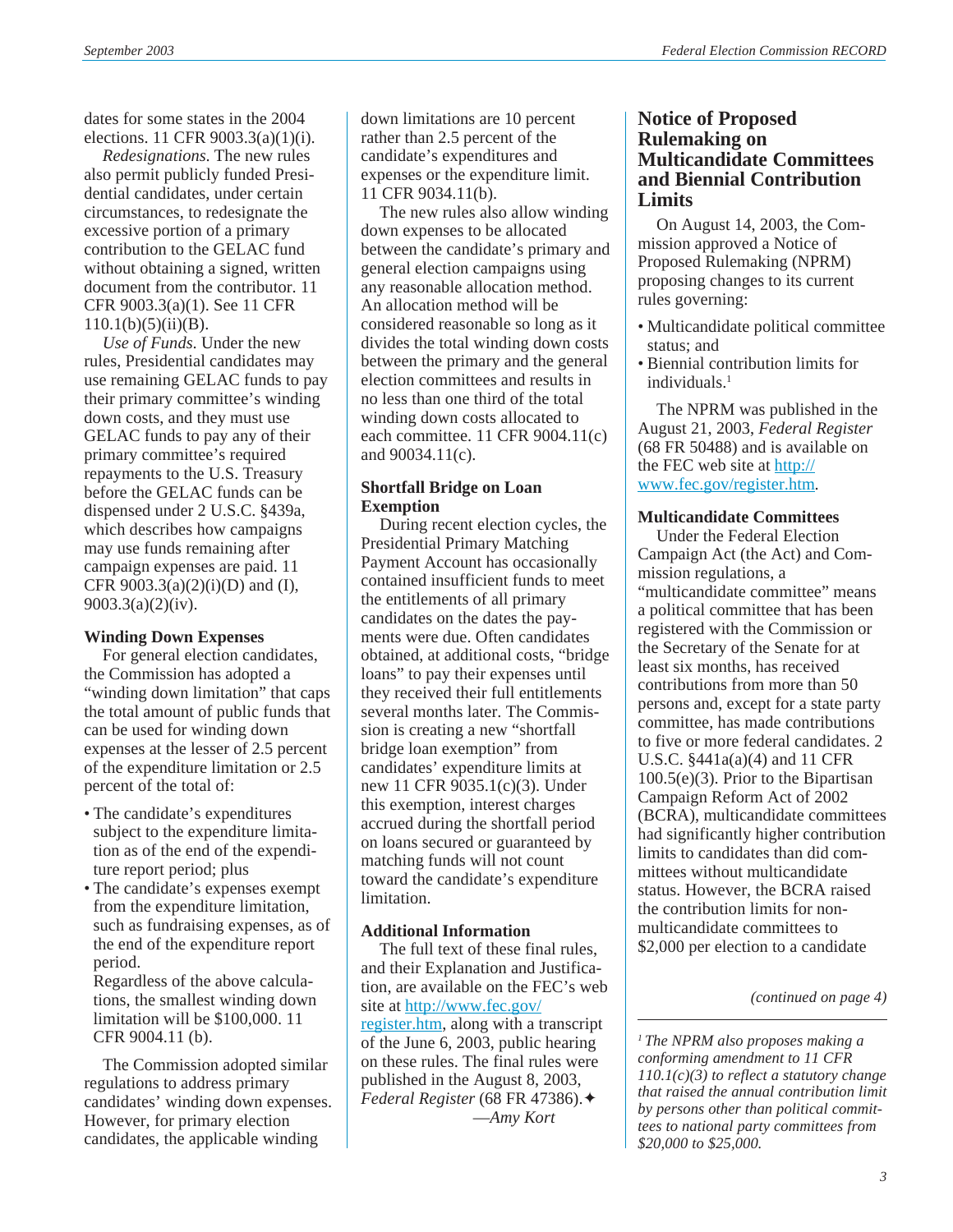dates for some states in the 2004 elections. 11 CFR 9003.3(a)(1)(i).

*Redesignations.* The new rules also permit publicly funded Presidential candidates, under certain circumstances, to redesignate the excessive portion of a primary contribution to the GELAC fund without obtaining a signed, written document from the contributor. 11 CFR 9003.3(a)(1). See 11 CFR 110.1(b)(5)(ii)(B).

*Use of Funds.* Under the new rules, Presidential candidates may use remaining GELAC funds to pay their primary committee's winding down costs, and they must use GELAC funds to pay any of their primary committee's required repayments to the U.S. Treasury before the GELAC funds can be dispensed under 2 U.S.C. §439a, which describes how campaigns may use funds remaining after campaign expenses are paid. 11 CFR 9003.3(a)(2)(i)(D) and (I), 9003.3(a)(2)(iv).

### Winding Down Expenses

For general election candidates, the Commission has adopted a "winding down limitation" that caps the total amount of public funds that can be used for winding down expenses at the lesser of 2.5 percent of the expenditure limitation or 2.5 percent of the total of:

- The candidate's expenditures subject to the expenditure limitation as of the end of the expenditure report period; plus
- The candidate's expenses exempt from the expenditure limitation, such as fundraising expenses, as of the end of the expenditure report period.

  Regardless of the above calculations, the smallest winding down limitation will be $100,000. 11 CFR 9004.11 (b).

The Commission adopted similar regulations to address primary candidates' winding down expenses. However, for primary election candidates, the applicable winding down limitations are 10 percent rather than 2.5 percent of the candidate's expenditures and expenses or the expenditure limit. 11 CFR 9034.11(b).

The new rules also allow winding down expenses to be allocated between the candidate's primary and general election campaigns using any reasonable allocation method. An allocation method will be considered reasonable so long as it divides the total winding down costs between the primary and the general election committees and results in no less than one third of the total winding down costs allocated to each committee. 11 CFR 9004.11(c) and 90034.11(c).

### Shortfall Bridge on Loan Exemption

During recent election cycles, the Presidential Primary Matching Payment Account has occasionally contained insufficient funds to meet the entitlements of all primary candidates on the dates the payments were due. Often candidates obtained, at additional costs, "bridge loans" to pay their expenses until they received their full entitlements several months later. The Commission is creating a new "shortfall bridge loan exemption" from candidates' expenditure limits at new 11 CFR 9035.1(c)(3). Under this exemption, interest charges accrued during the shortfall period on loans secured or guaranteed by matching funds will not count toward the candidate's expenditure limitation.

### Additional Information

The full text of these final rules, and their Explanation and Justification, are available on the FEC's web site at http://www.fec.gov/register.htm, along with a transcript of the June 6, 2003, public hearing on these rules. The final rules were published in the August 8, 2003, *Federal Register* (68 FR 47386).✦

*—Amy Kort*

## Notice of Proposed Rulemaking on Multicandidate Committees and Biennial Contribution Limits

On August 14, 2003, the Commission approved a Notice of Proposed Rulemaking (NPRM) proposing changes to its current rules governing:

- Multicandidate political committee status; and
- Biennial contribution limits for individuals.[1]

The NPRM was published in the August 21, 2003, *Federal Register* (68 FR 50488) and is available on the FEC web site at http://www.fec.gov/register.htm.

### Multicandidate Committees

Under the Federal Election Campaign Act (the Act) and Commission regulations, a "multicandidate committee" means a political committee that has been registered with the Commission or the Secretary of the Senate for at least six months, has received contributions from more than 50 persons and, except for a state party committee, has made contributions to five or more federal candidates. 2 U.S.C. §441a(a)(4) and 11 CFR 100.5(e)(3). Prior to the Bipartisan Campaign Reform Act of 2002 (BCRA), multicandidate committees had significantly higher contribution limits to candidates than did committees without multicandidate status. However, the BCRA raised the contribution limits for non-multicandidate committees to $2,000 per election to a candidate

*(continued on page 4)*

---

*[1] The NPRM also proposes making a conforming amendment to 11 CFR 110.1(c)(3) to reflect a statutory change that raised the annual contribution limit by persons other than political committees to national party committees from $20,000 to $25,000.*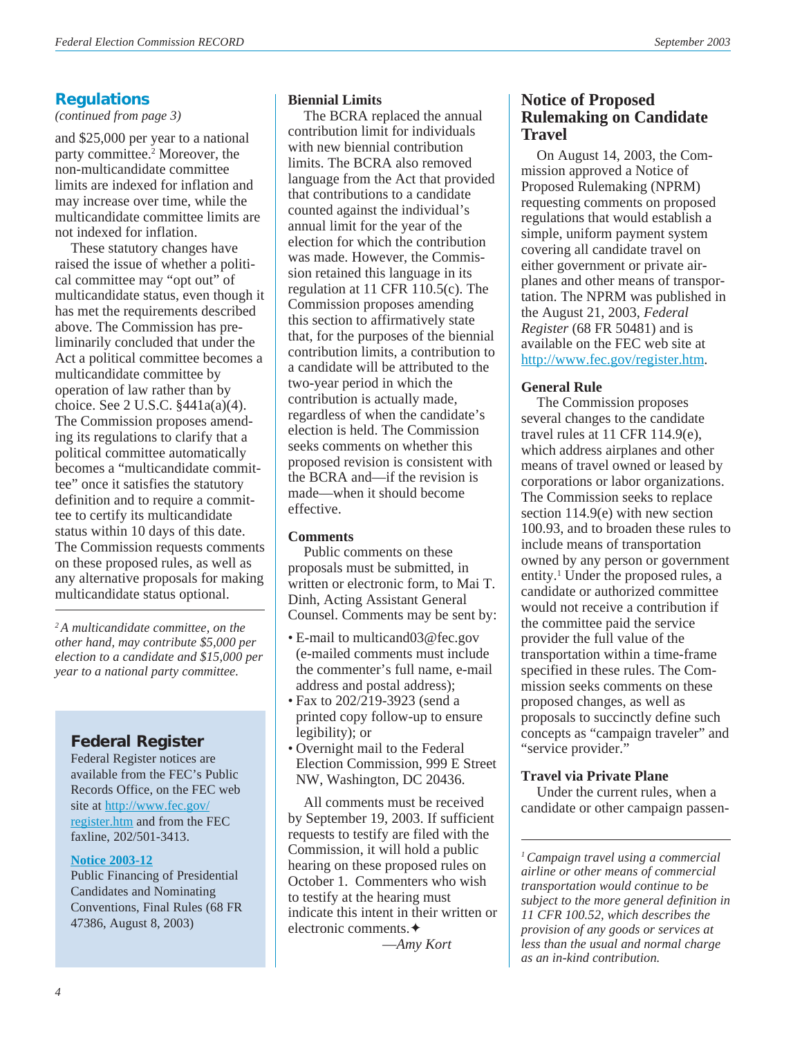## Regulations

*(continued from page 3)*

and $25,000 per year to a national party committee.[2] Moreover, the non-multicandidate committee limits are indexed for inflation and may increase over time, while the multicandidate committee limits are not indexed for inflation.

These statutory changes have raised the issue of whether a political committee may "opt out" of multicandidate status, even though it has met the requirements described above. The Commission has preliminarily concluded that under the Act a political committee becomes a multicandidate committee by operation of law rather than by choice. See 2 U.S.C. §441a(a)(4). The Commission proposes amending its regulations to clarify that a political committee automatically becomes a "multicandidate committee" once it satisfies the statutory definition and to require a committee to certify its multicandidate status within 10 days of this date. The Commission requests comments on these proposed rules, as well as any alternative proposals for making multicandidate status optional.

[2] *A multicandidate committee, on the other hand, may contribute $5,000 per election to a candidate and $15,000 per year to a national party committee.*

### Biennial Limits

The BCRA replaced the annual contribution limit for individuals with new biennial contribution limits. The BCRA also removed language from the Act that provided that contributions to a candidate counted against the individual's annual limit for the year of the election for which the contribution was made. However, the Commission retained this language in its regulation at 11 CFR 110.5(c). The Commission proposes amending this section to affirmatively state that, for the purposes of the biennial contribution limits, a contribution to a candidate will be attributed to the two-year period in which the contribution is actually made, regardless of when the candidate's election is held. The Commission seeks comments on whether this proposed revision is consistent with the BCRA and—if the revision is made—when it should become effective.

### Comments

Public comments on these proposals must be submitted, in written or electronic form, to Mai T. Dinh, Acting Assistant General Counsel. Comments may be sent by:

- E-mail to multicand03@fec.gov (e-mailed comments must include the commenter's full name, e-mail address and postal address);
- Fax to 202/219-3923 (send a printed copy follow-up to ensure legibility); or
- Overnight mail to the Federal Election Commission, 999 E Street NW, Washington, DC 20436.

All comments must be received by September 19, 2003. If sufficient requests to testify are filed with the Commission, it will hold a public hearing on these proposed rules on October 1. Commenters who wish to testify at the hearing must indicate this intent in their written or electronic comments.✦

—*Amy Kort*

## Notice of Proposed Rulemaking on Candidate Travel

On August 14, 2003, the Commission approved a Notice of Proposed Rulemaking (NPRM) requesting comments on proposed regulations that would establish a simple, uniform payment system covering all candidate travel on either government or private airplanes and other means of transportation. The NPRM was published in the August 21, 2003, *Federal Register* (68 FR 50481) and is available on the FEC web site at http://www.fec.gov/register.htm.

### General Rule

The Commission proposes several changes to the candidate travel rules at 11 CFR 114.9(e), which address airplanes and other means of travel owned or leased by corporations or labor organizations. The Commission seeks to replace section 114.9(e) with new section 100.93, and to broaden these rules to include means of transportation owned by any person or government entity.[1] Under the proposed rules, a candidate or authorized committee would not receive a contribution if the committee paid the service provider the full value of the transportation within a time-frame specified in these rules. The Commission seeks comments on these proposed changes, as well as proposals to succinctly define such concepts as "campaign traveler" and "service provider."

### Travel via Private Plane

Under the current rules, when a candidate or other campaign passen-

[1] *Campaign travel using a commercial airline or other means of commercial transportation would continue to be subject to the more general definition in 11 CFR 100.52, which describes the provision of any goods or services at less than the usual and normal charge as an in-kind contribution.*

---

## Federal Register

Federal Register notices are available from the FEC's Public Records Office, on the FEC web site at http://www.fec.gov/register.htm and from the FEC faxline, 202/501-3413.

**Notice 2003-12**
Public Financing of Presidential Candidates and Nominating Conventions, Final Rules (68 FR 47386, August 8, 2003)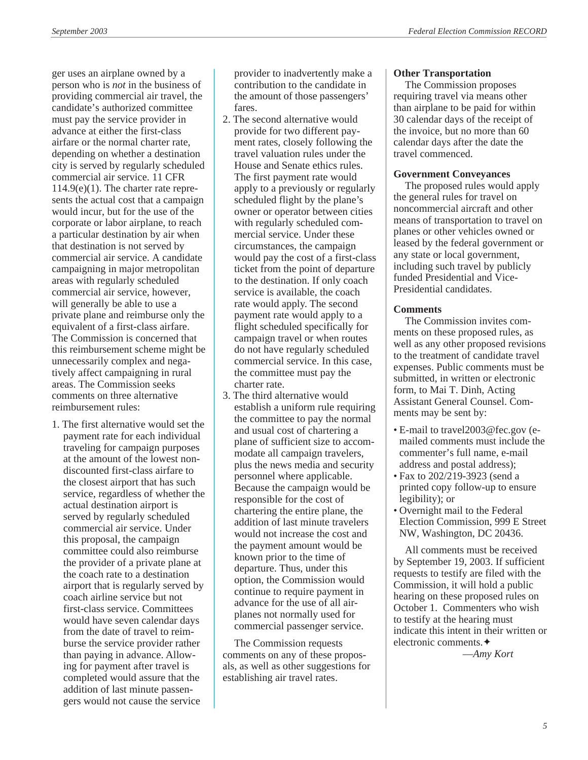ger uses an airplane owned by a person who is *not* in the business of providing commercial air travel, the candidate's authorized committee must pay the service provider in advance at either the first-class airfare or the normal charter rate, depending on whether a destination city is served by regularly scheduled commercial air service. 11 CFR 114.9(e)(1). The charter rate represents the actual cost that a campaign would incur, but for the use of the corporate or labor airplane, to reach a particular destination by air when that destination is not served by commercial air service. A candidate campaigning in major metropolitan areas with regularly scheduled commercial air service, however, will generally be able to use a private plane and reimburse only the equivalent of a first-class airfare. The Commission is concerned that this reimbursement scheme might be unnecessarily complex and negatively affect campaigning in rural areas. The Commission seeks comments on three alternative reimbursement rules:

1. The first alternative would set the payment rate for each individual traveling for campaign purposes at the amount of the lowest non-discounted first-class airfare to the closest airport that has such service, regardless of whether the actual destination airport is served by regularly scheduled commercial air service. Under this proposal, the campaign committee could also reimburse the provider of a private plane at the coach rate to a destination airport that is regularly served by coach airline service but not first-class service. Committees would have seven calendar days from the date of travel to reimburse the service provider rather than paying in advance. Allowing for payment after travel is completed would assure that the addition of last minute passengers would not cause the service provider to inadvertently make a contribution to the candidate in the amount of those passengers' fares.
2. The second alternative would provide for two different payment rates, closely following the travel valuation rules under the House and Senate ethics rules. The first payment rate would apply to a previously or regularly scheduled flight by the plane's owner or operator between cities with regularly scheduled commercial service. Under these circumstances, the campaign would pay the cost of a first-class ticket from the point of departure to the destination. If only coach service is available, the coach rate would apply. The second payment rate would apply to a flight scheduled specifically for campaign travel or when routes do not have regularly scheduled commercial service. In this case, the committee must pay the charter rate.
3. The third alternative would establish a uniform rule requiring the committee to pay the normal and usual cost of chartering a plane of sufficient size to accommodate all campaign travelers, plus the news media and security personnel where applicable. Because the campaign would be responsible for the cost of chartering the entire plane, the addition of last minute travelers would not increase the cost and the payment amount would be known prior to the time of departure. Thus, under this option, the Commission would continue to require payment in advance for the use of all airplanes not normally used for commercial passenger service.

The Commission requests comments on any of these proposals, as well as other suggestions for establishing air travel rates.

**Other Transportation**

The Commission proposes requiring travel via means other than airplane to be paid for within 30 calendar days of the receipt of the invoice, but no more than 60 calendar days after the date the travel commenced.

**Government Conveyances**

The proposed rules would apply the general rules for travel on noncommercial aircraft and other means of transportation to travel on planes or other vehicles owned or leased by the federal government or any state or local government, including such travel by publicly funded Presidential and Vice-Presidential candidates.

**Comments**

The Commission invites comments on these proposed rules, as well as any other proposed revisions to the treatment of candidate travel expenses. Public comments must be submitted, in written or electronic form, to Mai T. Dinh, Acting Assistant General Counsel. Comments may be sent by:

- E-mail to travel2003@fec.gov (e-mailed comments must include the commenter's full name, e-mail address and postal address);
- Fax to 202/219-3923 (send a printed copy follow-up to ensure legibility); or
- Overnight mail to the Federal Election Commission, 999 E Street NW, Washington, DC 20436.

All comments must be received by September 19, 2003. If sufficient requests to testify are filed with the Commission, it will hold a public hearing on these proposed rules on October 1. Commenters who wish to testify at the hearing must indicate this intent in their written or electronic comments.✦

—*Amy Kort*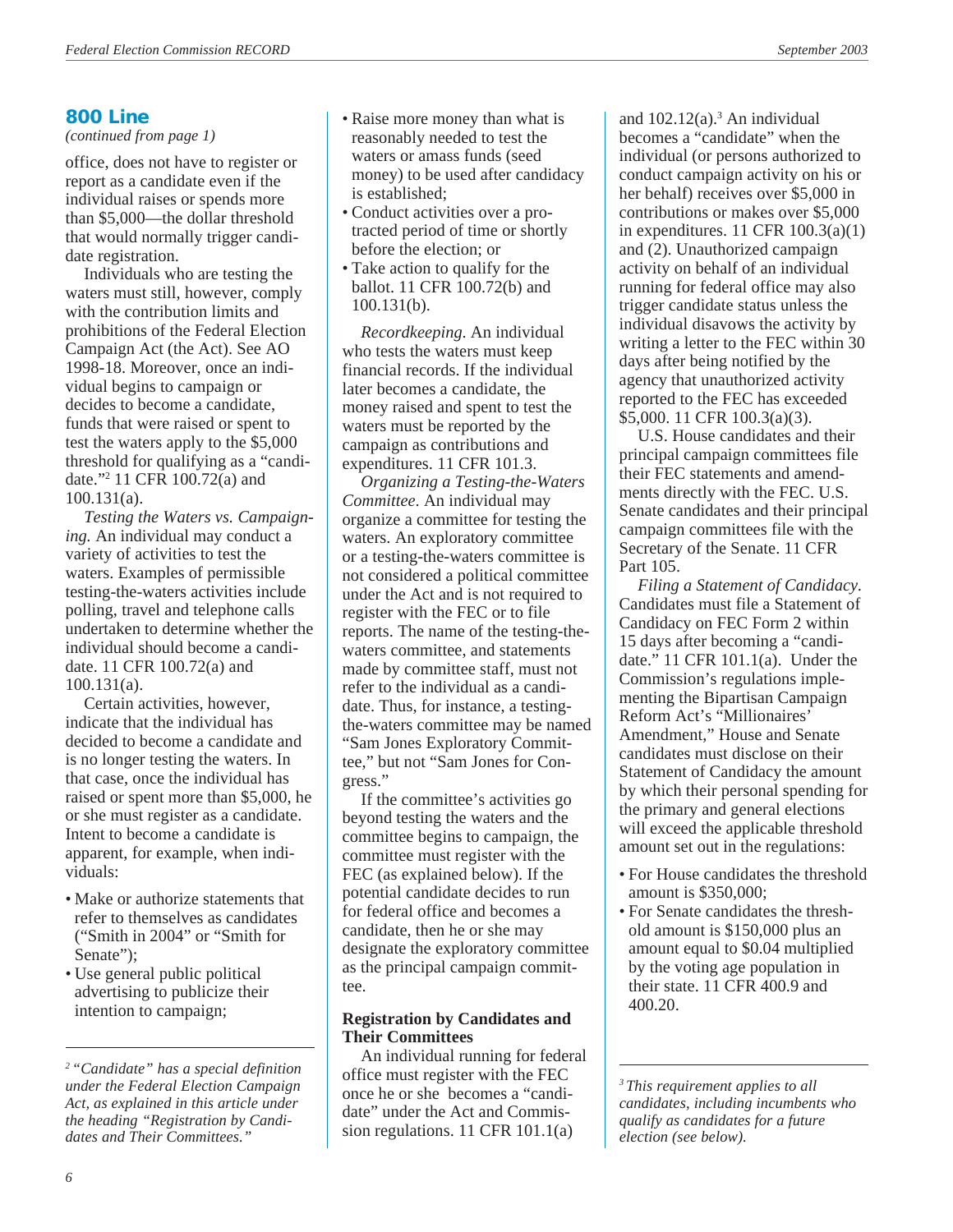## 800 Line

*(continued from page 1)*

office, does not have to register or report as a candidate even if the individual raises or spends more than $5,000—the dollar threshold that would normally trigger candidate registration.

Individuals who are testing the waters must still, however, comply with the contribution limits and prohibitions of the Federal Election Campaign Act (the Act). See AO 1998-18. Moreover, once an individual begins to campaign or decides to become a candidate, funds that were raised or spent to test the waters apply to the $5,000 threshold for qualifying as a "candidate."[2] 11 CFR 100.72(a) and 100.131(a).

*Testing the Waters vs. Campaigning.* An individual may conduct a variety of activities to test the waters. Examples of permissible testing-the-waters activities include polling, travel and telephone calls undertaken to determine whether the individual should become a candidate. 11 CFR 100.72(a) and 100.131(a).

Certain activities, however, indicate that the individual has decided to become a candidate and is no longer testing the waters. In that case, once the individual has raised or spent more than $5,000, he or she must register as a candidate. Intent to become a candidate is apparent, for example, when individuals:

- Make or authorize statements that refer to themselves as candidates ("Smith in 2004" or "Smith for Senate");
- Use general public political advertising to publicize their intention to campaign;
- Raise more money than what is reasonably needed to test the waters or amass funds (seed money) to be used after candidacy is established;
- Conduct activities over a protracted period of time or shortly before the election; or
- Take action to qualify for the ballot. 11 CFR 100.72(b) and 100.131(b).

*Recordkeeping.* An individual who tests the waters must keep financial records. If the individual later becomes a candidate, the money raised and spent to test the waters must be reported by the campaign as contributions and expenditures. 11 CFR 101.3.

*Organizing a Testing-the-Waters Committee.* An individual may organize a committee for testing the waters. An exploratory committee or a testing-the-waters committee is not considered a political committee under the Act and is not required to register with the FEC or to file reports. The name of the testing-the-waters committee, and statements made by committee staff, must not refer to the individual as a candidate. Thus, for instance, a testing-the-waters committee may be named "Sam Jones Exploratory Committee," but not "Sam Jones for Congress."

If the committee's activities go beyond testing the waters and the committee begins to campaign, the committee must register with the FEC (as explained below). If the potential candidate decides to run for federal office and becomes a candidate, then he or she may designate the exploratory committee as the principal campaign committee.

**Registration by Candidates and Their Committees**

An individual running for federal office must register with the FEC once he or she becomes a "candidate" under the Act and Commission regulations. 11 CFR 101.1(a) and 102.12(a).[3] An individual becomes a "candidate" when the individual (or persons authorized to conduct campaign activity on his or her behalf) receives over $5,000 in contributions or makes over $5,000 in expenditures. 11 CFR 100.3(a)(1) and (2). Unauthorized campaign activity on behalf of an individual running for federal office may also trigger candidate status unless the individual disavows the activity by writing a letter to the FEC within 30 days after being notified by the agency that unauthorized activity reported to the FEC has exceeded $5,000. 11 CFR 100.3(a)(3).

U.S. House candidates and their principal campaign committees file their FEC statements and amendments directly with the FEC. U.S. Senate candidates and their principal campaign committees file with the Secretary of the Senate. 11 CFR Part 105.

*Filing a Statement of Candidacy.* Candidates must file a Statement of Candidacy on FEC Form 2 within 15 days after becoming a "candidate." 11 CFR 101.1(a). Under the Commission's regulations implementing the Bipartisan Campaign Reform Act's "Millionaires' Amendment," House and Senate candidates must disclose on their Statement of Candidacy the amount by which their personal spending for the primary and general elections will exceed the applicable threshold amount set out in the regulations:

- For House candidates the threshold amount is $350,000;
- For Senate candidates the threshold amount is $150,000 plus an amount equal to $0.04 multiplied by the voting age population in their state. 11 CFR 400.9 and 400.20.

---

*[2] "Candidate" has a special definition under the Federal Election Campaign Act, as explained in this article under the heading "Registration by Candidates and Their Committees."*

*[3] This requirement applies to all candidates, including incumbents who qualify as candidates for a future election (see below).*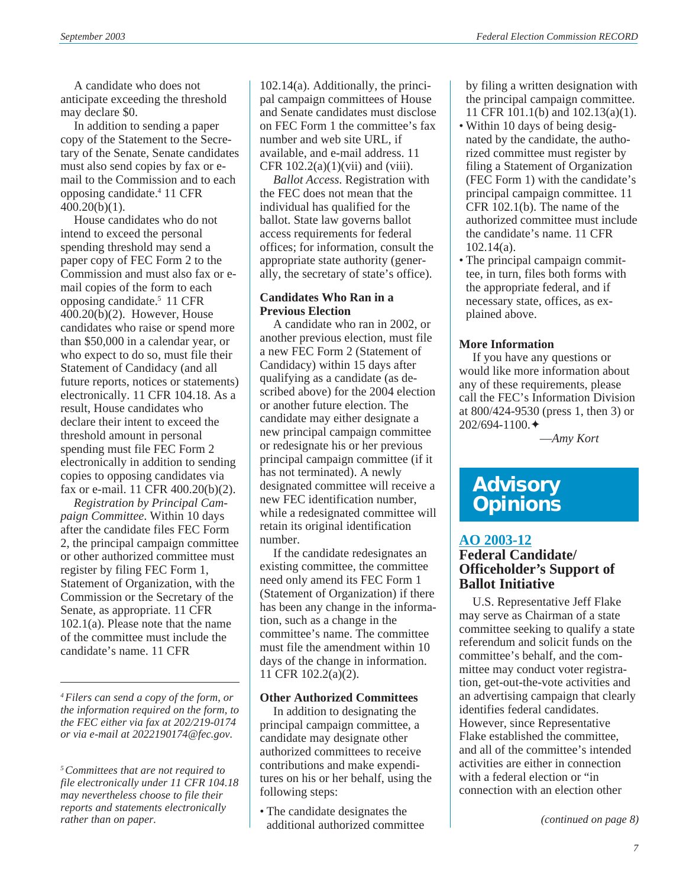A candidate who does not anticipate exceeding the threshold may declare $0.

In addition to sending a paper copy of the Statement to the Secretary of the Senate, Senate candidates must also send copies by fax or e-mail to the Commission and to each opposing candidate.[4] 11 CFR 400.20(b)(1).

House candidates who do not intend to exceed the personal spending threshold may send a paper copy of FEC Form 2 to the Commission and must also fax or e-mail copies of the form to each opposing candidate.[5] 11 CFR 400.20(b)(2). However, House candidates who raise or spend more than $50,000 in a calendar year, or who expect to do so, must file their Statement of Candidacy (and all future reports, notices or statements) electronically. 11 CFR 104.18. As a result, House candidates who declare their intent to exceed the threshold amount in personal spending must file FEC Form 2 electronically in addition to sending copies to opposing candidates via fax or e-mail. 11 CFR 400.20(b)(2).

*Registration by Principal Campaign Committee.* Within 10 days after the candidate files FEC Form 2, the principal campaign committee or other authorized committee must register by filing FEC Form 1, Statement of Organization, with the Commission or the Secretary of the Senate, as appropriate. 11 CFR 102.1(a). Please note that the name of the committee must include the candidate's name. 11 CFR 102.14(a). Additionally, the principal campaign committees of House and Senate candidates must disclose on FEC Form 1 the committee's fax number and web site URL, if available, and e-mail address. 11 CFR 102.2(a)(1)(vii) and (viii).

*Ballot Access.* Registration with the FEC does not mean that the individual has qualified for the ballot. State law governs ballot access requirements for federal offices; for information, consult the appropriate state authority (generally, the secretary of state's office).

**Candidates Who Ran in a Previous Election**

A candidate who ran in 2002, or another previous election, must file a new FEC Form 2 (Statement of Candidacy) within 15 days after qualifying as a candidate (as described above) for the 2004 election or another future election. The candidate may either designate a new principal campaign committee or redesignate his or her previous principal campaign committee (if it has not terminated). A newly designated committee will receive a new FEC identification number, while a redesignated committee will retain its original identification number.

If the candidate redesignates an existing committee, the committee need only amend its FEC Form 1 (Statement of Organization) if there has been any change in the information, such as a change in the committee's name. The committee must file the amendment within 10 days of the change in information. 11 CFR 102.2(a)(2).

**Other Authorized Committees**

In addition to designating the principal campaign committee, a candidate may designate other authorized committees to receive contributions and make expenditures on his or her behalf, using the following steps:

- The candidate designates the additional authorized committee by filing a written designation with the principal campaign committee. 11 CFR 101.1(b) and 102.13(a)(1).
- Within 10 days of being designated by the candidate, the authorized committee must register by filing a Statement of Organization (FEC Form 1) with the candidate's principal campaign committee. 11 CFR 102.1(b). The name of the authorized committee must include the candidate's name. 11 CFR 102.14(a).
- The principal campaign committee, in turn, files both forms with the appropriate federal, and if necessary state, offices, as explained above.

**More Information**

If you have any questions or would like more information about any of these requirements, please call the FEC's Information Division at 800/424-9530 (press 1, then 3) or 202/694-1100.✦

—*Amy Kort*

[4] *Filers can send a copy of the form, or the information required on the form, to the FEC either via fax at 202/219-0174 or via e-mail at 2022190174@fec.gov.*

[5] *Committees that are not required to file electronically under 11 CFR 104.18 may nevertheless choose to file their reports and statements electronically rather than on paper.*

# Advisory Opinions

## AO 2003-12

### Federal Candidate/Officeholder's Support of Ballot Initiative

U.S. Representative Jeff Flake may serve as Chairman of a state committee seeking to qualify a state referendum and solicit funds on the committee's behalf, and the committee may conduct voter registration, get-out-the-vote activities and an advertising campaign that clearly identifies federal candidates. However, since Representative Flake established the committee, and all of the committee's intended activities are either in connection with a federal election or "in connection with an election other

*(continued on page 8)*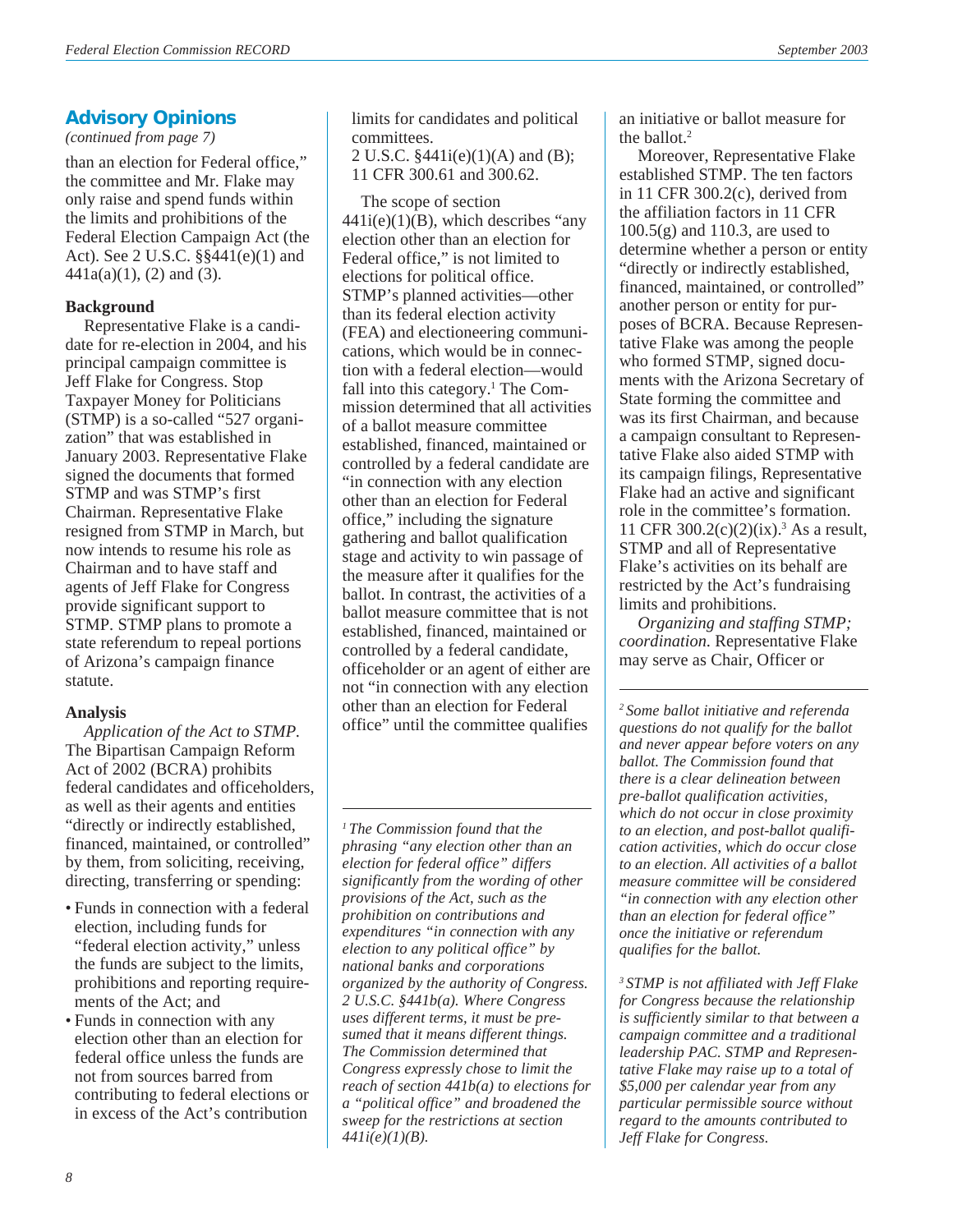## Advisory Opinions

*(continued from page 7)*

than an election for Federal office," the committee and Mr. Flake may only raise and spend funds within the limits and prohibitions of the Federal Election Campaign Act (the Act). See 2 U.S.C. §§441(e)(1) and 441a(a)(1), (2) and (3).

### Background

Representative Flake is a candidate for re-election in 2004, and his principal campaign committee is Jeff Flake for Congress. Stop Taxpayer Money for Politicians (STMP) is a so-called "527 organization" that was established in January 2003. Representative Flake signed the documents that formed STMP and was STMP's first Chairman. Representative Flake resigned from STMP in March, but now intends to resume his role as Chairman and to have staff and agents of Jeff Flake for Congress provide significant support to STMP. STMP plans to promote a state referendum to repeal portions of Arizona's campaign finance statute.

### Analysis

*Application of the Act to STMP.* The Bipartisan Campaign Reform Act of 2002 (BCRA) prohibits federal candidates and officeholders, as well as their agents and entities "directly or indirectly established, financed, maintained, or controlled" by them, from soliciting, receiving, directing, transferring or spending:

- Funds in connection with a federal election, including funds for "federal election activity," unless the funds are subject to the limits, prohibitions and reporting requirements of the Act; and
- Funds in connection with any election other than an election for federal office unless the funds are not from sources barred from contributing to federal elections or in excess of the Act's contribution limits for candidates and political committees.

2 U.S.C. §441i(e)(1)(A) and (B); 11 CFR 300.61 and 300.62.

The scope of section 441i(e)(1)(B), which describes "any election other than an election for Federal office," is not limited to elections for political office. STMP's planned activities—other than its federal election activity (FEA) and electioneering communications, which would be in connection with a federal election—would fall into this category.[1] The Commission determined that all activities of a ballot measure committee established, financed, maintained or controlled by a federal candidate are "in connection with any election other than an election for Federal office," including the signature gathering and ballot qualification stage and activity to win passage of the measure after it qualifies for the ballot. In contrast, the activities of a ballot measure committee that is not established, financed, maintained or controlled by a federal candidate, officeholder or an agent of either are not "in connection with any election other than an election for Federal office" until the committee qualifies an initiative or ballot measure for the ballot.[2]

Moreover, Representative Flake established STMP. The ten factors in 11 CFR 300.2(c), derived from the affiliation factors in 11 CFR 100.5(g) and 110.3, are used to determine whether a person or entity "directly or indirectly established, financed, maintained, or controlled" another person or entity for purposes of BCRA. Because Representative Flake was among the people who formed STMP, signed documents with the Arizona Secretary of State forming the committee and was its first Chairman, and because a campaign consultant to Representative Flake also aided STMP with its campaign filings, Representative Flake had an active and significant role in the committee's formation. 11 CFR 300.2(c)(2)(ix).[3] As a result, STMP and all of Representative Flake's activities on its behalf are restricted by the Act's fundraising limits and prohibitions.

*Organizing and staffing STMP; coordination.* Representative Flake may serve as Chair, Officer or

---

[1] *The Commission found that the phrasing "any election other than an election for federal office" differs significantly from the wording of other provisions of the Act, such as the prohibition on contributions and expenditures "in connection with any election to any political office" by national banks and corporations organized by the authority of Congress. 2 U.S.C. §441b(a). Where Congress uses different terms, it must be presumed that it means different things. The Commission determined that Congress expressly chose to limit the reach of section 441b(a) to elections for a "political office" and broadened the sweep for the restrictions at section 441i(e)(1)(B).*

[2] *Some ballot initiative and referenda questions do not qualify for the ballot and never appear before voters on any ballot. The Commission found that there is a clear delineation between pre-ballot qualification activities, which do not occur in close proximity to an election, and post-ballot qualification activities, which do occur close to an election. All activities of a ballot measure committee will be considered "in connection with any election other than an election for federal office" once the initiative or referendum qualifies for the ballot.*

[3] *STMP is not affiliated with Jeff Flake for Congress because the relationship is sufficiently similar to that between a campaign committee and a traditional leadership PAC. STMP and Representative Flake may raise up to a total of $5,000 per calendar year from any particular permissible source without regard to the amounts contributed to Jeff Flake for Congress.*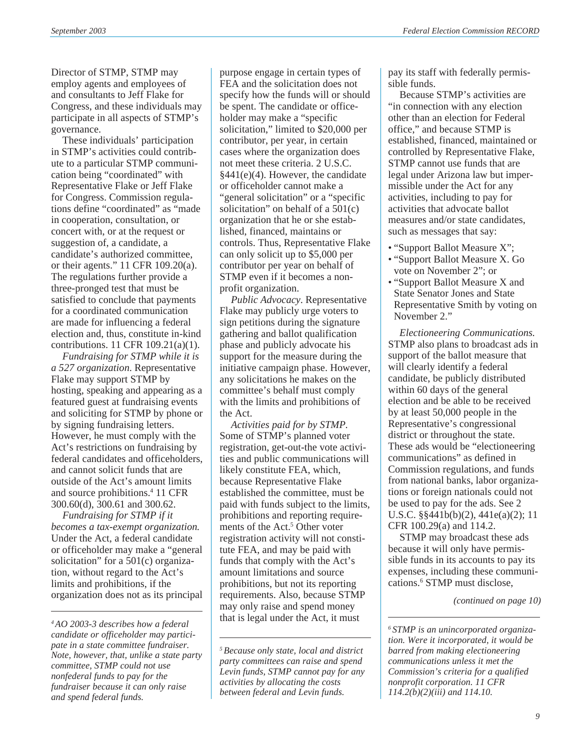Director of STMP, STMP may employ agents and employees of and consultants to Jeff Flake for Congress, and these individuals may participate in all aspects of STMP's governance.

These individuals' participation in STMP's activities could contribute to a particular STMP communication being "coordinated" with Representative Flake or Jeff Flake for Congress. Commission regulations define "coordinated" as "made in cooperation, consultation, or concert with, or at the request or suggestion of, a candidate, a candidate's authorized committee, or their agents." 11 CFR 109.20(a). The regulations further provide a three-pronged test that must be satisfied to conclude that payments for a coordinated communication are made for influencing a federal election and, thus, constitute in-kind contributions. 11 CFR 109.21(a)(1).

*Fundraising for STMP while it is a 527 organization*. Representative Flake may support STMP by hosting, speaking and appearing as a featured guest at fundraising events and soliciting for STMP by phone or by signing fundraising letters. However, he must comply with the Act's restrictions on fundraising by federal candidates and officeholders, and cannot solicit funds that are outside of the Act's amount limits and source prohibitions.[4] 11 CFR 300.60(d), 300.61 and 300.62.

*Fundraising for STMP if it becomes a tax-exempt organization.* Under the Act, a federal candidate or officeholder may make a "general solicitation" for a 501(c) organization, without regard to the Act's limits and prohibitions, if the organization does not as its principal purpose engage in certain types of FEA and the solicitation does not specify how the funds will or should be spent. The candidate or officeholder may make a "specific solicitation," limited to $20,000 per contributor, per year, in certain cases where the organization does not meet these criteria. 2 U.S.C. §441(e)(4). However, the candidate or officeholder cannot make a "general solicitation" or a "specific solicitation" on behalf of a 501(c) organization that he or she established, financed, maintains or controls. Thus, Representative Flake can only solicit up to $5,000 per contributor per year on behalf of STMP even if it becomes a nonprofit organization.

*Public Advocacy*. Representative Flake may publicly urge voters to sign petitions during the signature gathering and ballot qualification phase and publicly advocate his support for the measure during the initiative campaign phase. However, any solicitations he makes on the committee's behalf must comply with the limits and prohibitions of the Act.

*Activities paid for by STMP*. Some of STMP's planned voter registration, get-out-the vote activities and public communications will likely constitute FEA, which, because Representative Flake established the committee, must be paid with funds subject to the limits, prohibitions and reporting requirements of the Act.[5] Other voter registration activity will not constitute FEA, and may be paid with funds that comply with the Act's amount limitations and source prohibitions, but not its reporting requirements. Also, because STMP may only raise and spend money that is legal under the Act, it must pay its staff with federally permissible funds.

Because STMP's activities are "in connection with any election other than an election for Federal office," and because STMP is established, financed, maintained or controlled by Representative Flake, STMP cannot use funds that are legal under Arizona law but impermissible under the Act for any activities, including to pay for activities that advocate ballot measures and/or state candidates, such as messages that say:

- "Support Ballot Measure X";
- "Support Ballot Measure X. Go vote on November 2"; or
- "Support Ballot Measure X and State Senator Jones and State Representative Smith by voting on November 2."

*Electioneering Communications.* STMP also plans to broadcast ads in support of the ballot measure that will clearly identify a federal candidate, be publicly distributed within 60 days of the general election and be able to be received by at least 50,000 people in the Representative's congressional district or throughout the state. These ads would be "electioneering communications" as defined in Commission regulations, and funds from national banks, labor organizations or foreign nationals could not be used to pay for the ads. See 2 U.S.C. §§441b(b)(2), 441e(a)(2); 11 CFR 100.29(a) and 114.2.

STMP may broadcast these ads because it will only have permissible funds in its accounts to pay its expenses, including these communications.[6] STMP must disclose,

*(continued on page 10)*

---

[4] *AO 2003-3 describes how a federal candidate or officeholder may participate in a state committee fundraiser. Note, however, that, unlike a state party committee, STMP could not use nonfederal funds to pay for the fundraiser because it can only raise and spend federal funds.*

[5] *Because only state, local and district party committees can raise and spend Levin funds, STMP cannot pay for any activities by allocating the costs between federal and Levin funds.*

[6] *STMP is an unincorporated organization. Were it incorporated, it would be barred from making electioneering communications unless it met the Commission's criteria for a qualified nonprofit corporation. 11 CFR 114.2(b)(2)(iii) and 114.10.*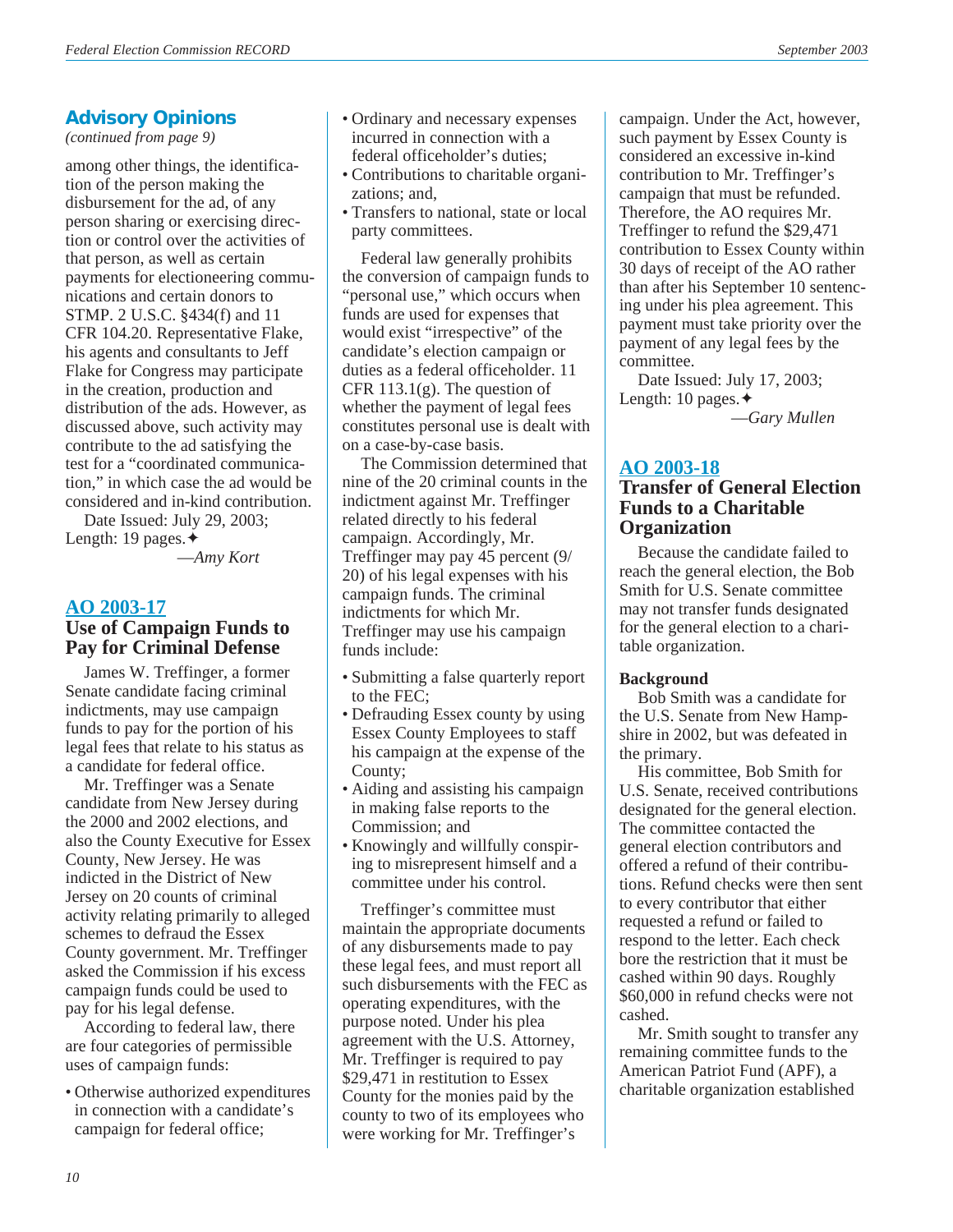## Advisory Opinions

*(continued from page 9)*

among other things, the identification of the person making the disbursement for the ad, of any person sharing or exercising direction or control over the activities of that person, as well as certain payments for electioneering communications and certain donors to STMP. 2 U.S.C. §434(f) and 11 CFR 104.20. Representative Flake, his agents and consultants to Jeff Flake for Congress may participate in the creation, production and distribution of the ads. However, as discussed above, such activity may contribute to the ad satisfying the test for a "coordinated communication," in which case the ad would be considered and in-kind contribution.

Date Issued: July 29, 2003; Length: 19 pages.✦

*—Amy Kort*

## AO 2003-17

### Use of Campaign Funds to Pay for Criminal Defense

James W. Treffinger, a former Senate candidate facing criminal indictments, may use campaign funds to pay for the portion of his legal fees that relate to his status as a candidate for federal office.

Mr. Treffinger was a Senate candidate from New Jersey during the 2000 and 2002 elections, and also the County Executive for Essex County, New Jersey. He was indicted in the District of New Jersey on 20 counts of criminal activity relating primarily to alleged schemes to defraud the Essex County government. Mr. Treffinger asked the Commission if his excess campaign funds could be used to pay for his legal defense.

According to federal law, there are four categories of permissible uses of campaign funds:

- Otherwise authorized expenditures in connection with a candidate's campaign for federal office;
- Ordinary and necessary expenses incurred in connection with a federal officeholder's duties;
- Contributions to charitable organizations; and,
- Transfers to national, state or local party committees.

Federal law generally prohibits the conversion of campaign funds to "personal use," which occurs when funds are used for expenses that would exist "irrespective" of the candidate's election campaign or duties as a federal officeholder. 11 CFR 113.1(g). The question of whether the payment of legal fees constitutes personal use is dealt with on a case-by-case basis.

The Commission determined that nine of the 20 criminal counts in the indictment against Mr. Treffinger related directly to his federal campaign. Accordingly, Mr. Treffinger may pay 45 percent (9/20) of his legal expenses with his campaign funds. The criminal indictments for which Mr. Treffinger may use his campaign funds include:

- Submitting a false quarterly report to the FEC;
- Defrauding Essex county by using Essex County Employees to staff his campaign at the expense of the County;
- Aiding and assisting his campaign in making false reports to the Commission; and
- Knowingly and willfully conspiring to misrepresent himself and a committee under his control.

Treffinger's committee must maintain the appropriate documents of any disbursements made to pay these legal fees, and must report all such disbursements with the FEC as operating expenditures, with the purpose noted. Under his plea agreement with the U.S. Attorney, Mr. Treffinger is required to pay $29,471 in restitution to Essex County for the monies paid by the county to two of its employees who were working for Mr. Treffinger's campaign. Under the Act, however, such payment by Essex County is considered an excessive in-kind contribution to Mr. Treffinger's campaign that must be refunded. Therefore, the AO requires Mr. Treffinger to refund the $29,471 contribution to Essex County within 30 days of receipt of the AO rather than after his September 10 sentencing under his plea agreement. This payment must take priority over the payment of any legal fees by the committee.

Date Issued: July 17, 2003; Length: 10 pages.✦

*—Gary Mullen*

## AO 2003-18

### Transfer of General Election Funds to a Charitable Organization

Because the candidate failed to reach the general election, the Bob Smith for U.S. Senate committee may not transfer funds designated for the general election to a charitable organization.

**Background**

Bob Smith was a candidate for the U.S. Senate from New Hampshire in 2002, but was defeated in the primary.

His committee, Bob Smith for U.S. Senate, received contributions designated for the general election. The committee contacted the general election contributors and offered a refund of their contributions. Refund checks were then sent to every contributor that either requested a refund or failed to respond to the letter. Each check bore the restriction that it must be cashed within 90 days. Roughly $60,000 in refund checks were not cashed.

Mr. Smith sought to transfer any remaining committee funds to the American Patriot Fund (APF), a charitable organization established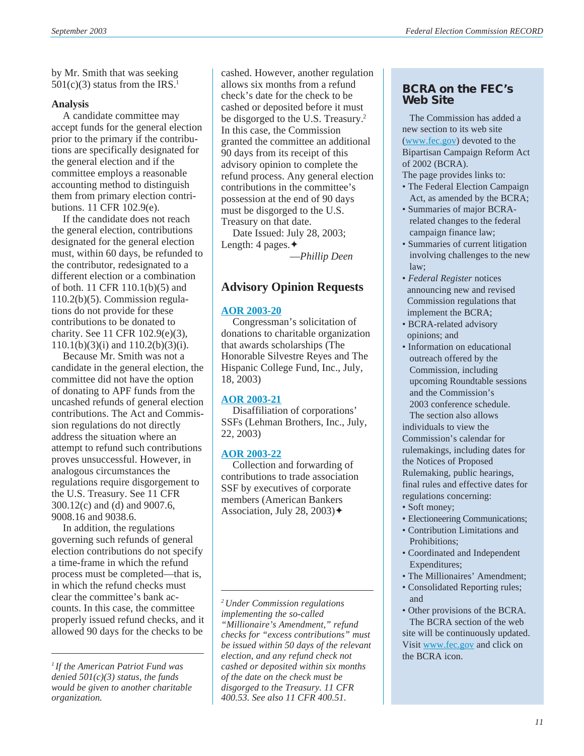by Mr. Smith that was seeking 501(c)(3) status from the IRS.[1]

**Analysis**

A candidate committee may accept funds for the general election prior to the primary if the contributions are specifically designated for the general election and if the committee employs a reasonable accounting method to distinguish them from primary election contributions. 11 CFR 102.9(e).

If the candidate does not reach the general election, contributions designated for the general election must, within 60 days, be refunded to the contributor, redesignated to a different election or a combination of both. 11 CFR 110.1(b)(5) and 110.2(b)(5). Commission regulations do not provide for these contributions to be donated to charity. See 11 CFR 102.9(e)(3), 110.1(b)(3)(i) and 110.2(b)(3)(i).

Because Mr. Smith was not a candidate in the general election, the committee did not have the option of donating to APF funds from the uncashed refunds of general election contributions. The Act and Commission regulations do not directly address the situation where an attempt to refund such contributions proves unsuccessful. However, in analogous circumstances the regulations require disgorgement to the U.S. Treasury. See 11 CFR 300.12(c) and (d) and 9007.6, 9008.16 and 9038.6.

In addition, the regulations governing such refunds of general election contributions do not specify a time-frame in which the refund process must be completed—that is, in which the refund checks must clear the committee's bank accounts. In this case, the committee properly issued refund checks, and it allowed 90 days for the checks to be cashed. However, another regulation allows six months from a refund check's date for the check to be cashed or deposited before it must be disgorged to the U.S. Treasury.[2] In this case, the Commission granted the committee an additional 90 days from its receipt of this advisory opinion to complete the refund process. Any general election contributions in the committee's possession at the end of 90 days must be disgorged to the U.S. Treasury on that date.

Date Issued: July 28, 2003; Length: 4 pages.✦

—*Phillip Deen*

[1] *If the American Patriot Fund was denied 501(c)(3) status, the funds would be given to another charitable organization.*

[2] *Under Commission regulations implementing the so-called "Millionaire's Amendment," refund checks for "excess contributions" must be issued within 50 days of the relevant election, and any refund check not cashed or deposited within six months of the date on the check must be disgorged to the Treasury. 11 CFR 400.53. See also 11 CFR 400.51.*

## Advisory Opinion Requests

**AOR 2003-20**

Congressman's solicitation of donations to charitable organization that awards scholarships (The Honorable Silvestre Reyes and The Hispanic College Fund, Inc., July, 18, 2003)

**AOR 2003-21**

Disaffiliation of corporations' SSFs (Lehman Brothers, Inc., July, 22, 2003)

**AOR 2003-22**

Collection and forwarding of contributions to trade association SSF by executives of corporate members (American Bankers Association, July 28, 2003)✦

## BCRA on the FEC's Web Site

The Commission has added a new section to its web site (www.fec.gov) devoted to the Bipartisan Campaign Reform Act of 2002 (BCRA).

The page provides links to:

- The Federal Election Campaign Act, as amended by the BCRA;
- Summaries of major BCRA-related changes to the federal campaign finance law;
- Summaries of current litigation involving challenges to the new law;
- *Federal Register* notices announcing new and revised Commission regulations that implement the BCRA;
- BCRA-related advisory opinions; and
- Information on educational outreach offered by the Commission, including upcoming Roundtable sessions and the Commission's 2003 conference schedule.

The section also allows individuals to view the Commission's calendar for rulemakings, including dates for the Notices of Proposed Rulemaking, public hearings, final rules and effective dates for regulations concerning:

- Soft money;
- Electioneering Communications;
- Contribution Limitations and Prohibitions;
- Coordinated and Independent Expenditures;
- The Millionaires' Amendment;
- Consolidated Reporting rules; and
- Other provisions of the BCRA.

The BCRA section of the web site will be continuously updated. Visit www.fec.gov and click on the BCRA icon.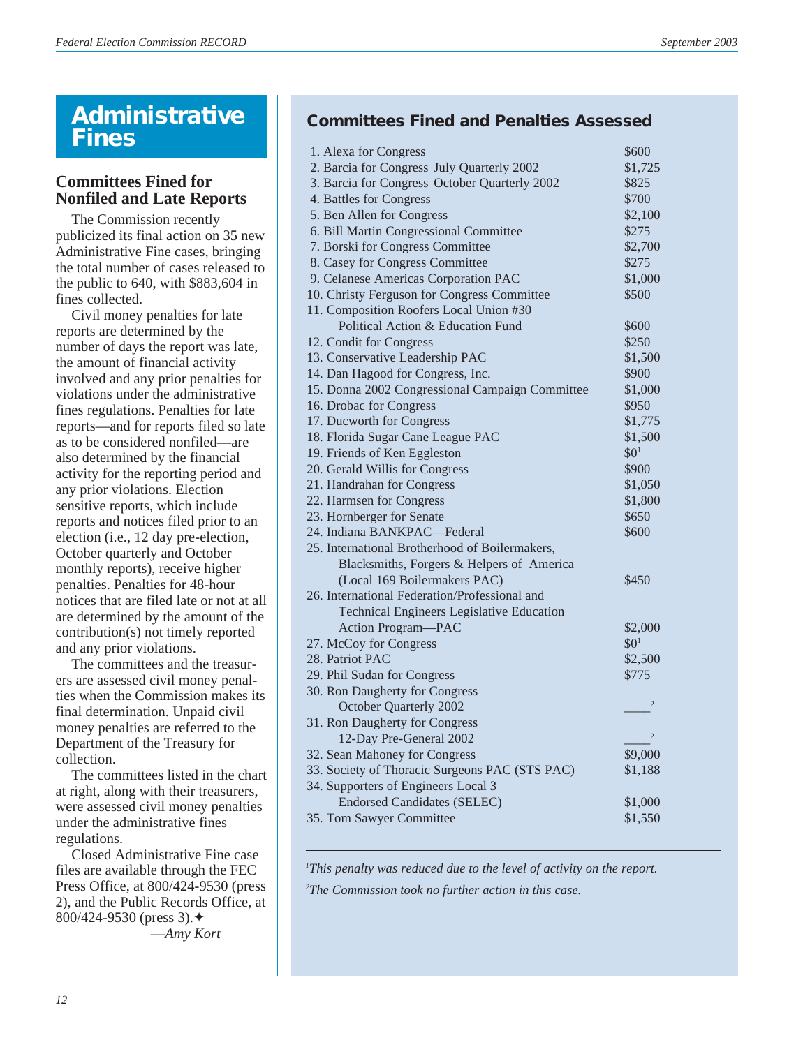# Administrative Fines

## Committees Fined for Nonfiled and Late Reports

The Commission recently publicized its final action on 35 new Administrative Fine cases, bringing the total number of cases released to the public to 640, with $883,604 in fines collected.

Civil money penalties for late reports are determined by the number of days the report was late, the amount of financial activity involved and any prior penalties for violations under the administrative fines regulations. Penalties for late reports—and for reports filed so late as to be considered nonfiled—are also determined by the financial activity for the reporting period and any prior violations. Election sensitive reports, which include reports and notices filed prior to an election (i.e., 12 day pre-election, October quarterly and October monthly reports), receive higher penalties. Penalties for 48-hour notices that are filed late or not at all are determined by the amount of the contribution(s) not timely reported and any prior violations.

The committees and the treasurers are assessed civil money penalties when the Commission makes its final determination. Unpaid civil money penalties are referred to the Department of the Treasury for collection.

The committees listed in the chart at right, along with their treasurers, were assessed civil money penalties under the administrative fines regulations.

Closed Administrative Fine case files are available through the FEC Press Office, at 800/424-9530 (press 2), and the Public Records Office, at 800/424-9530 (press 3).✦

*—Amy Kort*

## Committees Fined and Penalties Assessed

| Committee | Penalty |
|---|---|
| 1. Alexa for Congress | $600 |
| 2. Barcia for Congress July Quarterly 2002 | $1,725 |
| 3. Barcia for Congress October Quarterly 2002 | $825 |
| 4. Battles for Congress | $700 |
| 5. Ben Allen for Congress | $2,100 |
| 6. Bill Martin Congressional Committee | $275 |
| 7. Borski for Congress Committee | $2,700 |
| 8. Casey for Congress Committee | $275 |
| 9. Celanese Americas Corporation PAC | $1,000 |
| 10. Christy Ferguson for Congress Committee | $500 |
| 11. Composition Roofers Local Union #30 Political Action & Education Fund | $600 |
| 12. Condit for Congress | $250 |
| 13. Conservative Leadership PAC | $1,500 |
| 14. Dan Hagood for Congress, Inc. | $900 |
| 15. Donna 2002 Congressional Campaign Committee | $1,000 |
| 16. Drobac for Congress | $950 |
| 17. Ducworth for Congress | $1,775 |
| 18. Florida Sugar Cane League PAC | $1,500 |
| 19. Friends of Ken Eggleston | $0[1] |
| 20. Gerald Willis for Congress | $900 |
| 21. Handrahan for Congress | $1,050 |
| 22. Harmsen for Congress | $1,800 |
| 23. Hornberger for Senate | $650 |
| 24. Indiana BANKPAC—Federal | $600 |
| 25. International Brotherhood of Boilermakers, Blacksmiths, Forgers & Helpers of America (Local 169 Boilermakers PAC) | $450 |
| 26. International Federation/Professional and Technical Engineers Legislative Education Action Program—PAC | $2,000 |
| 27. McCoy for Congress | $0[1] |
| 28. Patriot PAC | $2,500 |
| 29. Phil Sudan for Congress | $775 |
| 30. Ron Daugherty for Congress October Quarterly 2002 | ____[2] |
| 31. Ron Daugherty for Congress 12-Day Pre-General 2002 | ____[2] |
| 32. Sean Mahoney for Congress | $9,000 |
| 33. Society of Thoracic Surgeons PAC (STS PAC) | $1,188 |
| 34. Supporters of Engineers Local 3 Endorsed Candidates (SELEC) | $1,000 |
| 35. Tom Sawyer Committee | $1,550 |

[1]*This penalty was reduced due to the level of activity on the report.*

[2]*The Commission took no further action in this case.*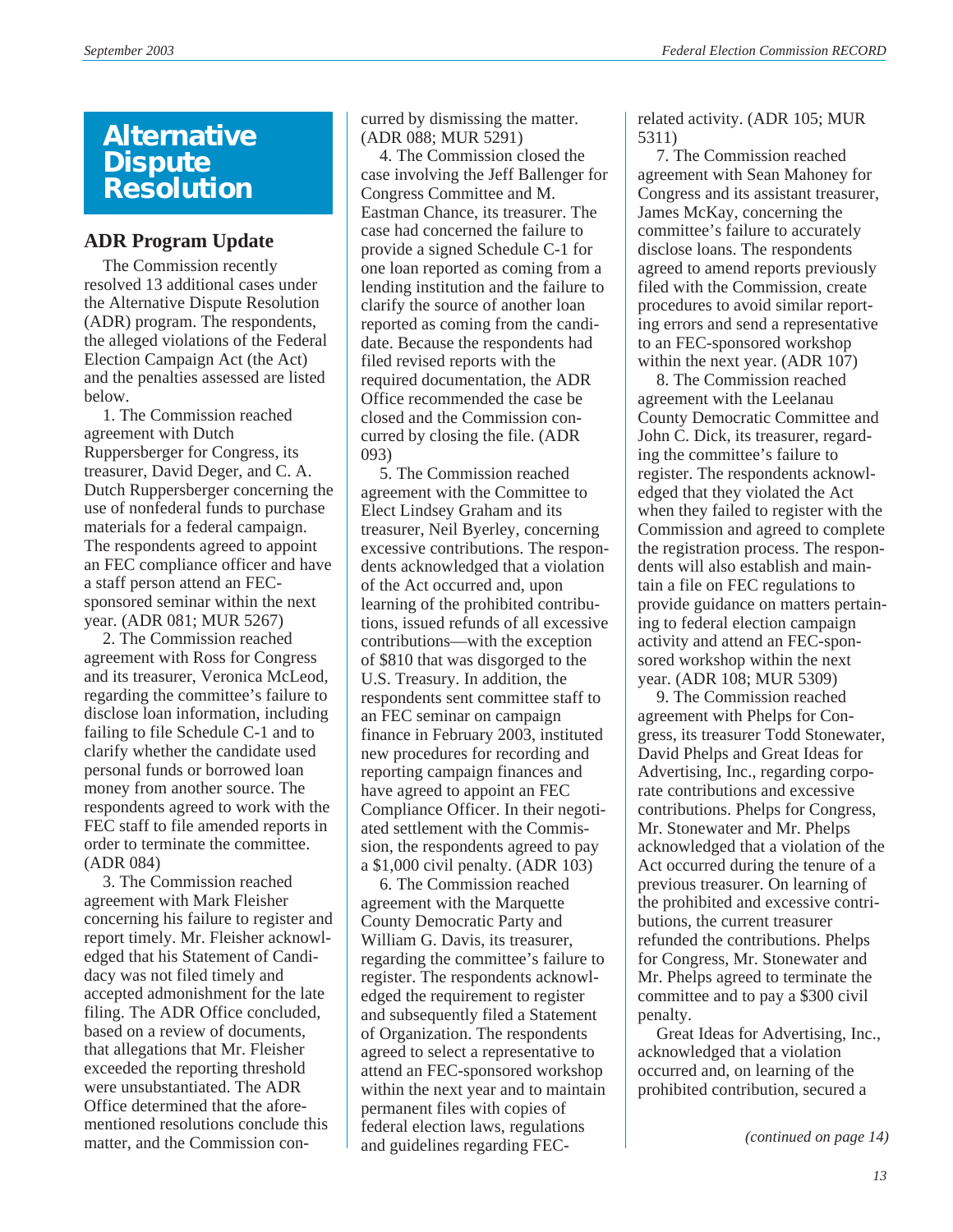# Alternative Dispute Resolution

## ADR Program Update

The Commission recently resolved 13 additional cases under the Alternative Dispute Resolution (ADR) program. The respondents, the alleged violations of the Federal Election Campaign Act (the Act) and the penalties assessed are listed below.

1. The Commission reached agreement with Dutch Ruppersberger for Congress, its treasurer, David Deger, and C. A. Dutch Ruppersberger concerning the use of nonfederal funds to purchase materials for a federal campaign. The respondents agreed to appoint an FEC compliance officer and have a staff person attend an FEC-sponsored seminar within the next year. (ADR 081; MUR 5267)

2. The Commission reached agreement with Ross for Congress and its treasurer, Veronica McLeod, regarding the committee's failure to disclose loan information, including failing to file Schedule C-1 and to clarify whether the candidate used personal funds or borrowed loan money from another source. The respondents agreed to work with the FEC staff to file amended reports in order to terminate the committee. (ADR 084)

3. The Commission reached agreement with Mark Fleisher concerning his failure to register and report timely. Mr. Fleisher acknowledged that his Statement of Candidacy was not filed timely and accepted admonishment for the late filing. The ADR Office concluded, based on a review of documents, that allegations that Mr. Fleisher exceeded the reporting threshold were unsubstantiated. The ADR Office determined that the aforementioned resolutions conclude this matter, and the Commission concurred by dismissing the matter. (ADR 088; MUR 5291)

4. The Commission closed the case involving the Jeff Ballenger for Congress Committee and M. Eastman Chance, its treasurer. The case had concerned the failure to provide a signed Schedule C-1 for one loan reported as coming from a lending institution and the failure to clarify the source of another loan reported as coming from the candidate. Because the respondents had filed revised reports with the required documentation, the ADR Office recommended the case be closed and the Commission concurred by closing the file. (ADR 093)

5. The Commission reached agreement with the Committee to Elect Lindsey Graham and its treasurer, Neil Byerley, concerning excessive contributions. The respondents acknowledged that a violation of the Act occurred and, upon learning of the prohibited contributions, issued refunds of all excessive contributions—with the exception of $810 that was disgorged to the U.S. Treasury. In addition, the respondents sent committee staff to an FEC seminar on campaign finance in February 2003, instituted new procedures for recording and reporting campaign finances and have agreed to appoint an FEC Compliance Officer. In their negotiated settlement with the Commission, the respondents agreed to pay a $1,000 civil penalty. (ADR 103)

6. The Commission reached agreement with the Marquette County Democratic Party and William G. Davis, its treasurer, regarding the committee's failure to register. The respondents acknowledged the requirement to register and subsequently filed a Statement of Organization. The respondents agreed to select a representative to attend an FEC-sponsored workshop within the next year and to maintain permanent files with copies of federal election laws, regulations and guidelines regarding FEC-related activity. (ADR 105; MUR 5311)

7. The Commission reached agreement with Sean Mahoney for Congress and its assistant treasurer, James McKay, concerning the committee's failure to accurately disclose loans. The respondents agreed to amend reports previously filed with the Commission, create procedures to avoid similar reporting errors and send a representative to an FEC-sponsored workshop within the next year. (ADR 107)

8. The Commission reached agreement with the Leelanau County Democratic Committee and John C. Dick, its treasurer, regarding the committee's failure to register. The respondents acknowledged that they violated the Act when they failed to register with the Commission and agreed to complete the registration process. The respondents will also establish and maintain a file on FEC regulations to provide guidance on matters pertaining to federal election campaign activity and attend an FEC-sponsored workshop within the next year. (ADR 108; MUR 5309)

9. The Commission reached agreement with Phelps for Congress, its treasurer Todd Stonewater, David Phelps and Great Ideas for Advertising, Inc., regarding corporate contributions and excessive contributions. Phelps for Congress, Mr. Stonewater and Mr. Phelps acknowledged that a violation of the Act occurred during the tenure of a previous treasurer. On learning of the prohibited and excessive contributions, the current treasurer refunded the contributions. Phelps for Congress, Mr. Stonewater and Mr. Phelps agreed to terminate the committee and to pay a $300 civil penalty.

Great Ideas for Advertising, Inc., acknowledged that a violation occurred and, on learning of the prohibited contribution, secured a

*(continued on page 14)*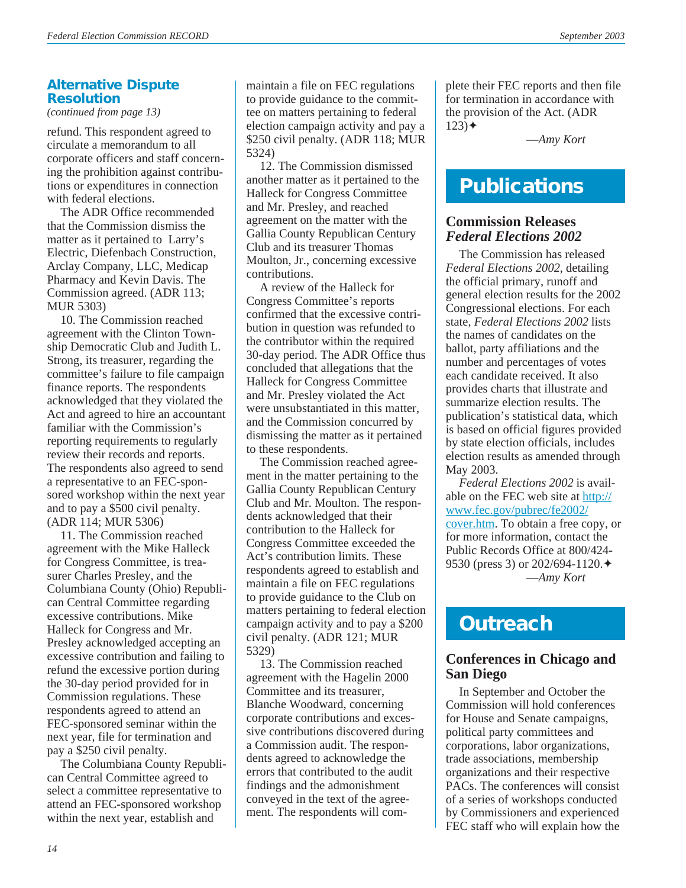## Alternative Dispute Resolution

*(continued from page 13)*

refund. This respondent agreed to circulate a memorandum to all corporate officers and staff concerning the prohibition against contributions or expenditures in connection with federal elections.

The ADR Office recommended that the Commission dismiss the matter as it pertained to Larry's Electric, Diefenbach Construction, Arclay Company, LLC, Medicap Pharmacy and Kevin Davis. The Commission agreed. (ADR 113; MUR 5303)

10. The Commission reached agreement with the Clinton Township Democratic Club and Judith L. Strong, its treasurer, regarding the committee's failure to file campaign finance reports. The respondents acknowledged that they violated the Act and agreed to hire an accountant familiar with the Commission's reporting requirements to regularly review their records and reports. The respondents also agreed to send a representative to an FEC-sponsored workshop within the next year and to pay a $500 civil penalty. (ADR 114; MUR 5306)

11. The Commission reached agreement with the Mike Halleck for Congress Committee, is treasurer Charles Presley, and the Columbiana County (Ohio) Republican Central Committee regarding excessive contributions. Mike Halleck for Congress and Mr. Presley acknowledged accepting an excessive contribution and failing to refund the excessive portion during the 30-day period provided for in Commission regulations. These respondents agreed to attend an FEC-sponsored seminar within the next year, file for termination and pay a $250 civil penalty.

The Columbiana County Republican Central Committee agreed to select a committee representative to attend an FEC-sponsored workshop within the next year, establish and maintain a file on FEC regulations to provide guidance to the committee on matters pertaining to federal election campaign activity and pay a $250 civil penalty. (ADR 118; MUR 5324)

12. The Commission dismissed another matter as it pertained to the Halleck for Congress Committee and Mr. Presley, and reached agreement on the matter with the Gallia County Republican Century Club and its treasurer Thomas Moulton, Jr., concerning excessive contributions.

A review of the Halleck for Congress Committee's reports confirmed that the excessive contribution in question was refunded to the contributor within the required 30-day period. The ADR Office thus concluded that allegations that the Halleck for Congress Committee and Mr. Presley violated the Act were unsubstantiated in this matter, and the Commission concurred by dismissing the matter as it pertained to these respondents.

The Commission reached agreement in the matter pertaining to the Gallia County Republican Century Club and Mr. Moulton. The respondents acknowledged that their contribution to the Halleck for Congress Committee exceeded the Act's contribution limits. These respondents agreed to establish and maintain a file on FEC regulations to provide guidance to the Club on matters pertaining to federal election campaign activity and to pay a $200 civil penalty. (ADR 121; MUR 5329)

13. The Commission reached agreement with the Hagelin 2000 Committee and its treasurer, Blanche Woodward, concerning corporate contributions and excessive contributions discovered during a Commission audit. The respondents agreed to acknowledge the errors that contributed to the audit findings and the admonishment conveyed in the text of the agreement. The respondents will complete their FEC reports and then file for termination in accordance with the provision of the Act. (ADR 123)✦

—*Amy Kort*

# Publications

### Commission Releases *Federal Elections 2002*

The Commission has released *Federal Elections 2002*, detailing the official primary, runoff and general election results for the 2002 Congressional elections. For each state, *Federal Elections 2002* lists the names of candidates on the ballot, party affiliations and the number and percentages of votes each candidate received. It also provides charts that illustrate and summarize election results. The publication's statistical data, which is based on official figures provided by state election officials, includes election results as amended through May 2003.

*Federal Elections 2002* is available on the FEC web site at http://www.fec.gov/pubrec/fe2002/cover.htm. To obtain a free copy, or for more information, contact the Public Records Office at 800/424-9530 (press 3) or 202/694-1120.✦

—*Amy Kort*

# Outreach

### Conferences in Chicago and San Diego

In September and October the Commission will hold conferences for House and Senate campaigns, political party committees and corporations, labor organizations, trade associations, membership organizations and their respective PACs. The conferences will consist of a series of workshops conducted by Commissioners and experienced FEC staff who will explain how the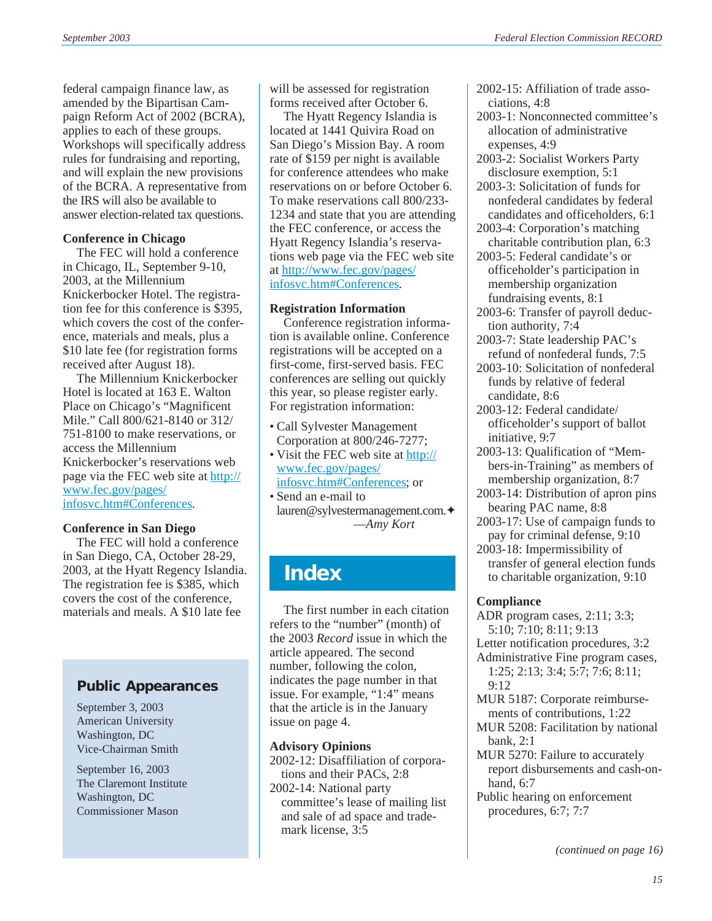federal campaign finance law, as amended by the Bipartisan Campaign Reform Act of 2002 (BCRA), applies to each of these groups. Workshops will specifically address rules for fundraising and reporting, and will explain the new provisions of the BCRA. A representative from the IRS will also be available to answer election-related tax questions.

**Conference in Chicago**

The FEC will hold a conference in Chicago, IL, September 9-10, 2003, at the Millennium Knickerbocker Hotel. The registration fee for this conference is $395, which covers the cost of the conference, materials and meals, plus a $10 late fee (for registration forms received after August 18).

The Millennium Knickerbocker Hotel is located at 163 E. Walton Place on Chicago's "Magnificent Mile." Call 800/621-8140 or 312/751-8100 to make reservations, or access the Millennium Knickerbocker's reservations web page via the FEC web site at http://www.fec.gov/pages/infosvc.htm#Conferences.

**Conference in San Diego**

The FEC will hold a conference in San Diego, CA, October 28-29, 2003, at the Hyatt Regency Islandia. The registration fee is $385, which covers the cost of the conference, materials and meals. A $10 late fee will be assessed for registration forms received after October 6.

The Hyatt Regency Islandia is located at 1441 Quivira Road on San Diego's Mission Bay. A room rate of $159 per night is available for conference attendees who make reservations on or before October 6. To make reservations call 800/233-1234 and state that you are attending the FEC conference, or access the Hyatt Regency Islandia's reservations web page via the FEC web site at http://www.fec.gov/pages/infosvc.htm#Conferences.

**Registration Information**

Conference registration information is available online. Conference registrations will be accepted on a first-come, first-served basis. FEC conferences are selling out quickly this year, so please register early. For registration information:

- Call Sylvester Management Corporation at 800/246-7277;
- Visit the FEC web site at http://www.fec.gov/pages/infosvc.htm#Conferences; or
- Send an e-mail to lauren@sylvestermanagement.com.✦

*—Amy Kort*

## Public Appearances

September 3, 2003
American University
Washington, DC
Vice-Chairman Smith

September 16, 2003
The Claremont Institute
Washington, DC
Commissioner Mason

# Index

The first number in each citation refers to the "number" (month) of the 2003 *Record* issue in which the article appeared. The second number, following the colon, indicates the page number in that issue. For example, "1:4" means that the article is in the January issue on page 4.

**Advisory Opinions**

2002-12: Disaffiliation of corporations and their PACs, 2:8
2002-14: National party committee's lease of mailing list and sale of ad space and trademark license, 3:5
2002-15: Affiliation of trade associations, 4:8
2003-1: Nonconnected committee's allocation of administrative expenses, 4:9
2003-2: Socialist Workers Party disclosure exemption, 5:1
2003-3: Solicitation of funds for nonfederal candidates by federal candidates and officeholders, 6:1
2003-4: Corporation's matching charitable contribution plan, 6:3
2003-5: Federal candidate's or officeholder's participation in membership organization fundraising events, 8:1
2003-6: Transfer of payroll deduction authority, 7:4
2003-7: State leadership PAC's refund of nonfederal funds, 7:5
2003-10: Solicitation of nonfederal funds by relative of federal candidate, 8:6
2003-12: Federal candidate/officeholder's support of ballot initiative, 9:7
2003-13: Qualification of "Members-in-Training" as members of membership organization, 8:7
2003-14: Distribution of apron pins bearing PAC name, 8:8
2003-17: Use of campaign funds to pay for criminal defense, 9:10
2003-18: Impermissibility of transfer of general election funds to charitable organization, 9:10

**Compliance**

ADR program cases, 2:11; 3:3; 5:10; 7:10; 8:11; 9:13
Letter notification procedures, 3:2
Administrative Fine program cases, 1:25; 2:13; 3:4; 5:7; 7:6; 8:11; 9:12
MUR 5187: Corporate reimbursements of contributions, 1:22
MUR 5208: Facilitation by national bank, 2:1
MUR 5270: Failure to accurately report disbursements and cash-on-hand, 6:7
Public hearing on enforcement procedures, 6:7; 7:7

*(continued on page 16)*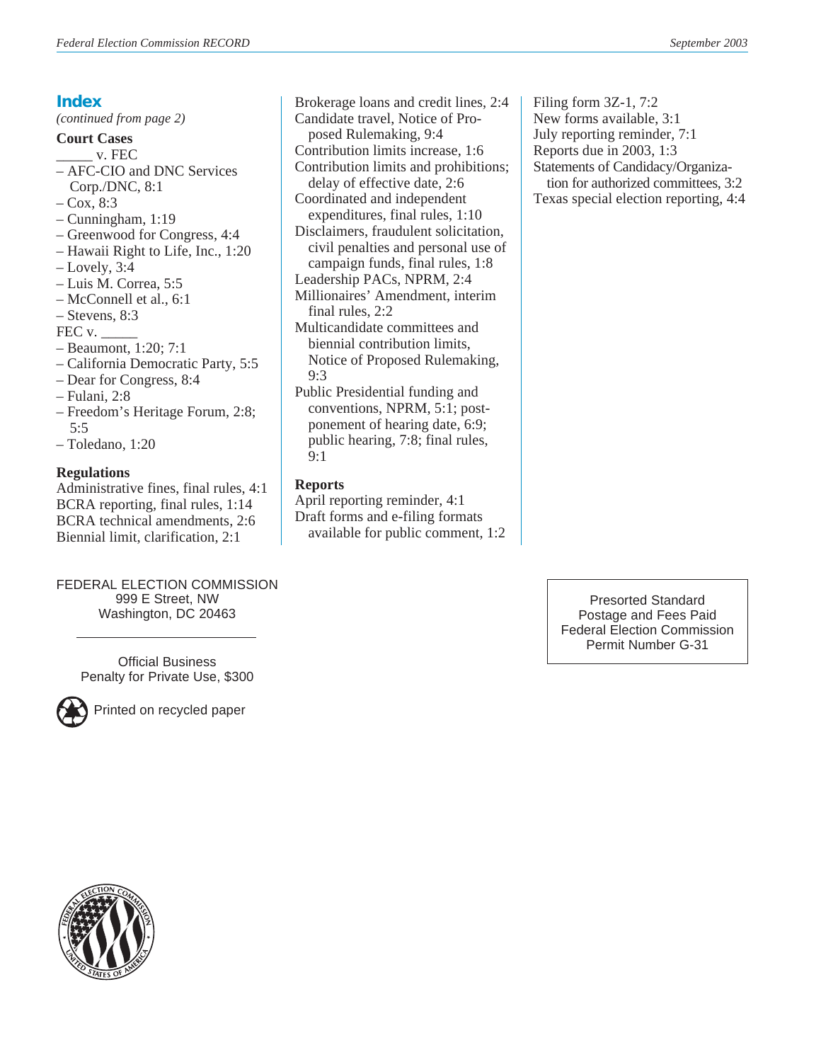## Index

*(continued from page 2)*

**Court Cases**

_____ v. FEC
- AFC-CIO and DNC Services Corp./DNC, 8:1
- Cox, 8:3
- Cunningham, 1:19
- Greenwood for Congress, 4:4
- Hawaii Right to Life, Inc., 1:20
- Lovely, 3:4
- Luis M. Correa, 5:5
- McConnell et al., 6:1
- Stevens, 8:3

FEC v. _____
- Beaumont, 1:20; 7:1
- California Democratic Party, 5:5
- Dear for Congress, 8:4
- Fulani, 2:8
- Freedom's Heritage Forum, 2:8; 5:5
- Toledano, 1:20

**Regulations**

Administrative fines, final rules, 4:1
BCRA reporting, final rules, 1:14
BCRA technical amendments, 2:6
Biennial limit, clarification, 2:1
Brokerage loans and credit lines, 2:4
Candidate travel, Notice of Proposed Rulemaking, 9:4
Contribution limits increase, 1:6
Contribution limits and prohibitions; delay of effective date, 2:6
Coordinated and independent expenditures, final rules, 1:10
Disclaimers, fraudulent solicitation, civil penalties and personal use of campaign funds, final rules, 1:8
Leadership PACs, NPRM, 2:4
Millionaires' Amendment, interim final rules, 2:2
Multicandidate committees and biennial contribution limits, Notice of Proposed Rulemaking, 9:3
Public Presidential funding and conventions, NPRM, 5:1; postponement of hearing date, 6:9; public hearing, 7:8; final rules, 9:1

**Reports**

April reporting reminder, 4:1
Draft forms and e-filing formats available for public comment, 1:2
Filing form 3Z-1, 7:2
New forms available, 3:1
July reporting reminder, 7:1
Reports due in 2003, 1:3
Statements of Candidacy/Organization for authorized committees, 3:2
Texas special election reporting, 4:4

FEDERAL ELECTION COMMISSION
999 E Street, NW
Washington, DC 20463

Official Business
Penalty for Private Use, $300

Printed on recycled paper

Presorted Standard
Postage and Fees Paid
Federal Election Commission
Permit Number G-31